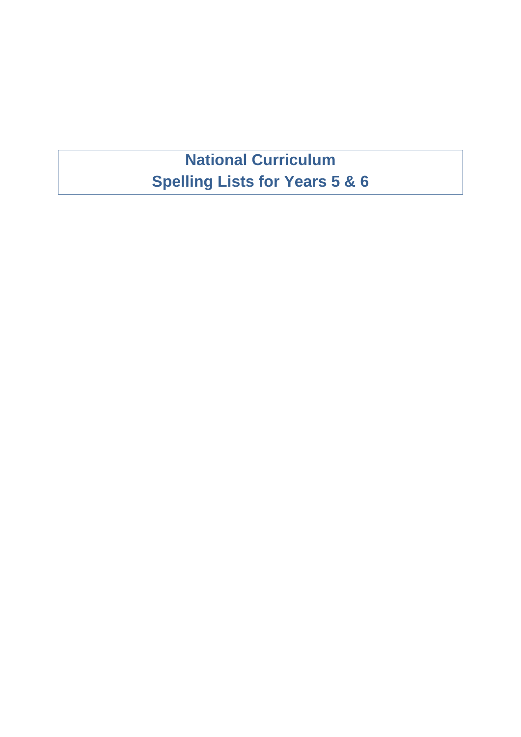# National Curriculum
# Spelling Lists for Years 5 & 6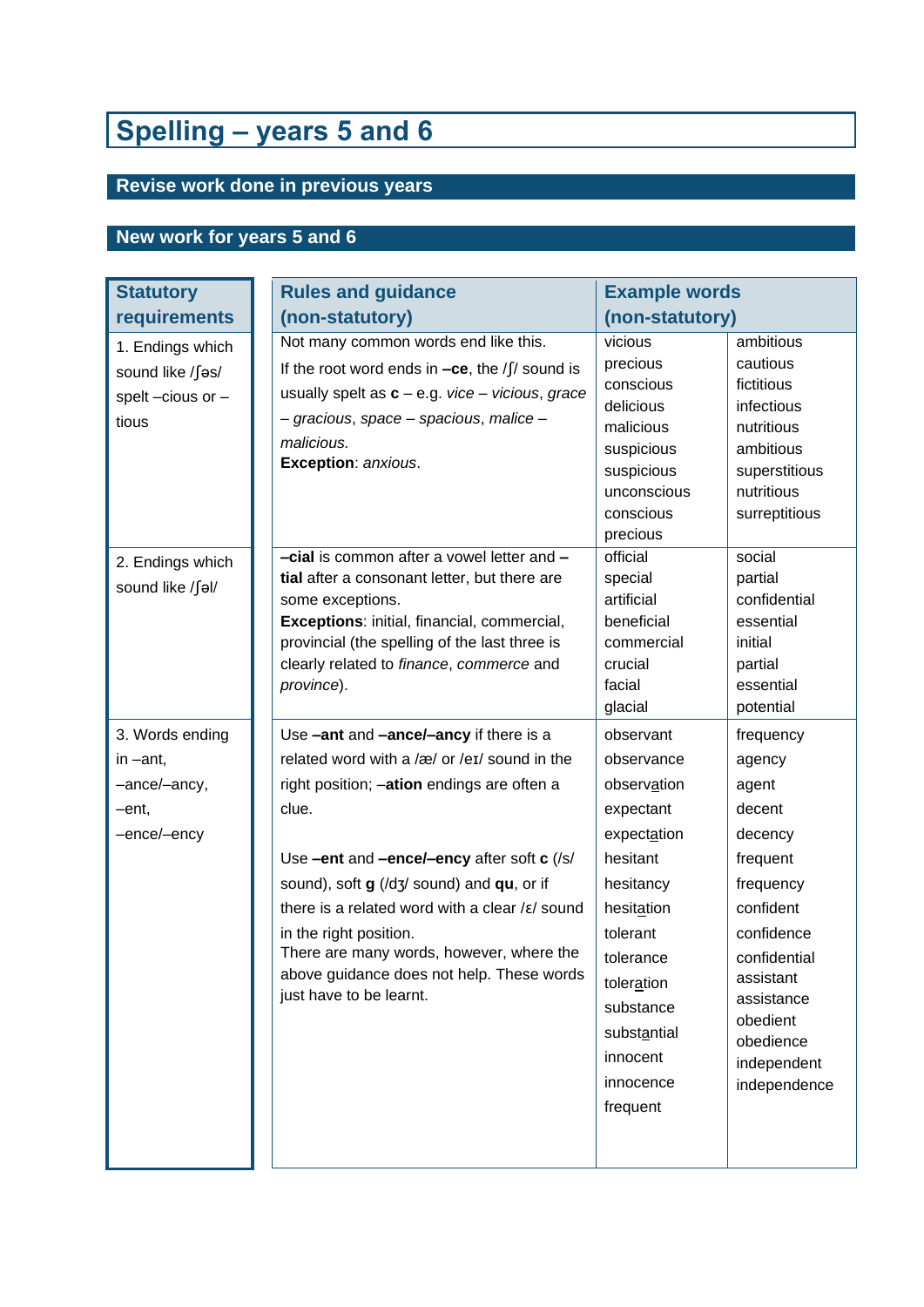# Spelling – years 5 and 6

## Revise work done in previous years

## New work for years 5 and 6

| Statutory requirements | Rules and guidance (non-statutory) | Example words (non-statutory) | |
|---|---|---|---|
| 1. Endings which sound like /ʃəs/ spelt –cious or –tious | Not many common words end like this.<br>If the root word ends in **–ce**, the /ʃ/ sound is usually spelt as **c** – e.g. *vice – vicious*, *grace – gracious*, *space – spacious*, *malice – malicious.*<br>**Exception**: *anxious*. | vicious<br>precious<br>conscious<br>delicious<br>malicious<br>suspicious<br>suspicious<br>unconscious<br>conscious<br>precious | ambitious<br>cautious<br>fictitious<br>infectious<br>nutritious<br>ambitious<br>superstitious<br>nutritious<br>surreptitious |
| 2. Endings which sound like /ʃəl/ | **–cial** is common after a vowel letter and **–tial** after a consonant letter, but there are some exceptions.<br>**Exceptions**: initial, financial, commercial, provincial (the spelling of the last three is clearly related to *finance*, *commerce* and *province*). | official<br>special<br>artificial<br>beneficial<br>commercial<br>crucial<br>facial<br>glacial | social<br>partial<br>confidential<br>essential<br>initial<br>partial<br>essential<br>potential |
| 3. Words ending in –ant, –ance/–ancy, –ent, –ence/–ency | Use **–ant** and **–ance/–ancy** if there is a related word with a /æ/ or /eɪ/ sound in the right position; –**ation** endings are often a clue.<br><br>Use **–ent** and **–ence/–ency** after soft **c** (/s/ sound), soft **g** (/dʒ/ sound) and **qu**, or if there is a related word with a clear /ɛ/ sound in the right position.<br>There are many words, however, where the above guidance does not help. These words just have to be learnt. | observant<br>observance<br>observ<u>a</u>tion<br>expectant<br>expect<u>a</u>tion<br>hesitant<br>hesitancy<br>hesit<u>a</u>tion<br>tolerant<br>tolerance<br>toler<u>a</u>tion<br>substance<br>subst<u>a</u>ntial<br>innocent<br>innocence<br>frequent | frequency<br>agency<br>agent<br>decent<br>decency<br>frequent<br>frequency<br>confident<br>confidence<br>confidential<br>assistant<br>assistance<br>obedient<br>obedience<br>independent<br>independence |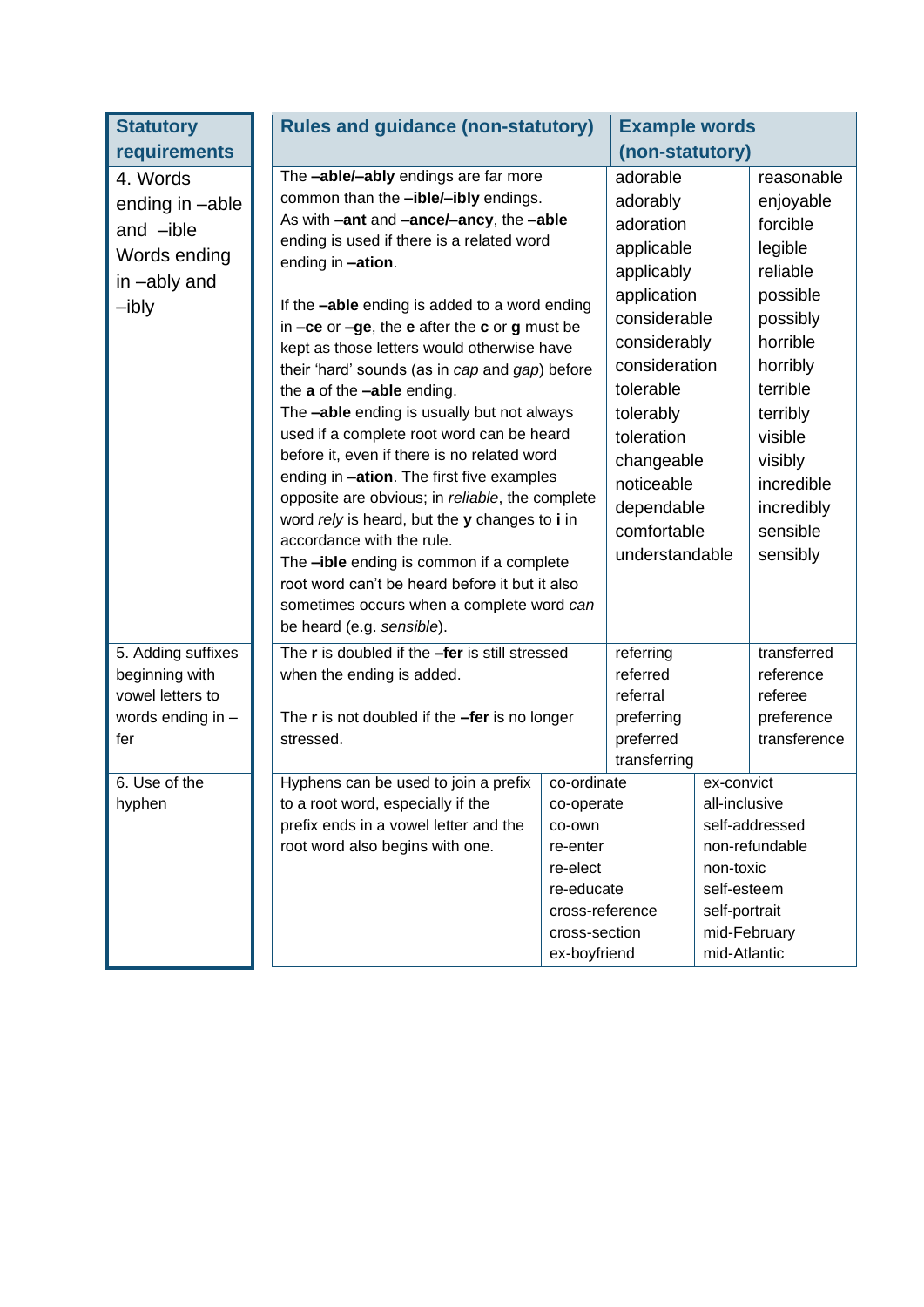| Statutory requirements | Rules and guidance (non-statutory) | Example words (non-statutory) | |
|---|---|---|---|
| 4. Words ending in –able and –ible<br>Words ending in –ably and –ibly | The **–able/–ably** endings are far more common than the **–ible/–ibly** endings.<br>As with **–ant** and **–ance/–ancy**, the **–able** ending is used if there is a related word ending in **–ation**.<br><br>If the **–able** ending is added to a word ending in **–ce** or **–ge**, the **e** after the **c** or **g** must be kept as those letters would otherwise have their 'hard' sounds (as in *cap* and *gap*) before the **a** of the **–able** ending.<br>The **–able** ending is usually but not always used if a complete root word can be heard before it, even if there is no related word ending in **–ation**. The first five examples opposite are obvious; in *reliable*, the complete word *rely* is heard, but the **y** changes to **i** in accordance with the rule.<br>The **–ible** ending is common if a complete root word can't be heard before it but it also sometimes occurs when a complete word *can* be heard (e.g. *sensible*). | adorable<br>adorably<br>adoration<br>applicable<br>applicably<br>application<br>considerable<br>considerably<br>consideration<br>tolerable<br>tolerably<br>toleration<br>changeable<br>noticeable<br>dependable<br>comfortable<br>understandable | reasonable<br>enjoyable<br>forcible<br>legible<br>reliable<br>possible<br>possibly<br>horrible<br>horribly<br>terrible<br>terribly<br>visible<br>visibly<br>incredible<br>incredibly<br>sensible<br>sensibly |
| 5. Adding suffixes beginning with vowel letters to words ending in –fer | The **r** is doubled if the **–fer** is still stressed when the ending is added.<br><br>The **r** is not doubled if the **–fer** is no longer stressed. | referring<br>referred<br>referral<br>preferring<br>preferred<br>transferring | transferred<br>reference<br>referee<br>preference<br>transference |
| 6. Use of the hyphen | Hyphens can be used to join a prefix to a root word, especially if the prefix ends in a vowel letter and the root word also begins with one. | co-ordinate<br>co-operate<br>co-own<br>re-enter<br>re-elect<br>re-educate<br>cross-reference<br>cross-section<br>ex-boyfriend | ex-convict<br>all-inclusive<br>self-addressed<br>non-refundable<br>non-toxic<br>self-esteem<br>self-portrait<br>mid-February<br>mid-Atlantic |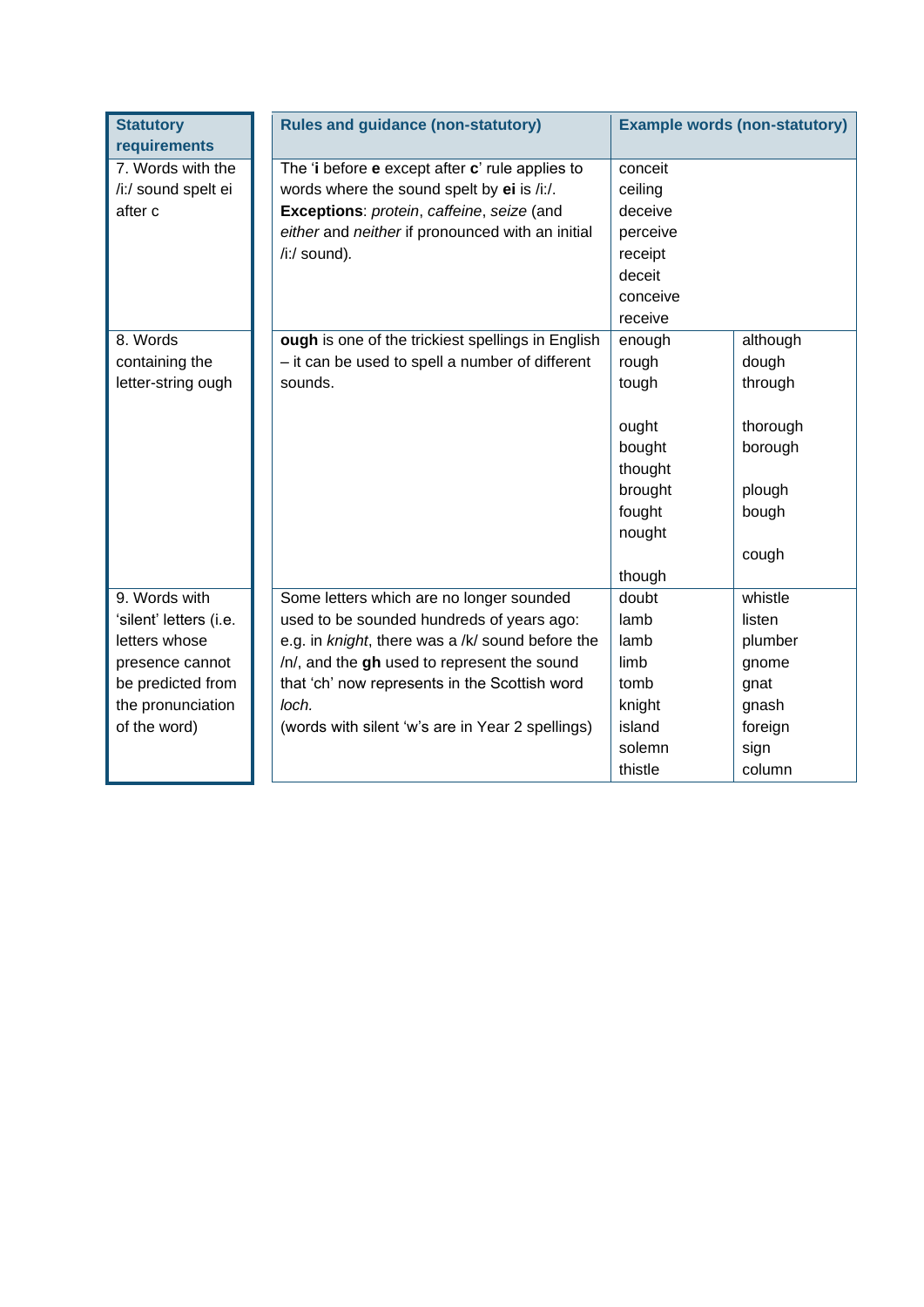| Statutory requirements | Rules and guidance (non-statutory) | Example words (non-statutory) | |
|---|---|---|---|
| 7. Words with the /iː/ sound spelt ei after c | The '**i** before **e** except after **c**' rule applies to words where the sound spelt by **ei** is /iː/.<br>**Exceptions**: *protein*, *caffeine*, *seize* (and *either* and *neither* if pronounced with an initial /iː/ sound). | conceit<br>ceiling<br>deceive<br>perceive<br>receipt<br>deceit<br>conceive<br>receive | |
| 8. Words containing the letter-string ough | **ough** is one of the trickiest spellings in English – it can be used to spell a number of different sounds. | enough<br>rough<br>tough<br><br>ought<br>bought<br>thought<br>brought<br>fought<br>nought<br><br>though | although<br>dough<br>through<br><br>thorough<br>borough<br><br>plough<br>bough<br><br>cough |
| 9. Words with 'silent' letters (i.e. letters whose presence cannot be predicted from the pronunciation of the word) | Some letters which are no longer sounded used to be sounded hundreds of years ago: e.g. in *knight*, there was a /k/ sound before the /n/, and the **gh** used to represent the sound that 'ch' now represents in the Scottish word *loch.*<br>(words with silent 'w's are in Year 2 spellings) | doubt<br>lamb<br>lamb<br>limb<br>tomb<br>knight<br>island<br>solemn<br>thistle | whistle<br>listen<br>plumber<br>gnome<br>gnat<br>gnash<br>foreign<br>sign<br>column |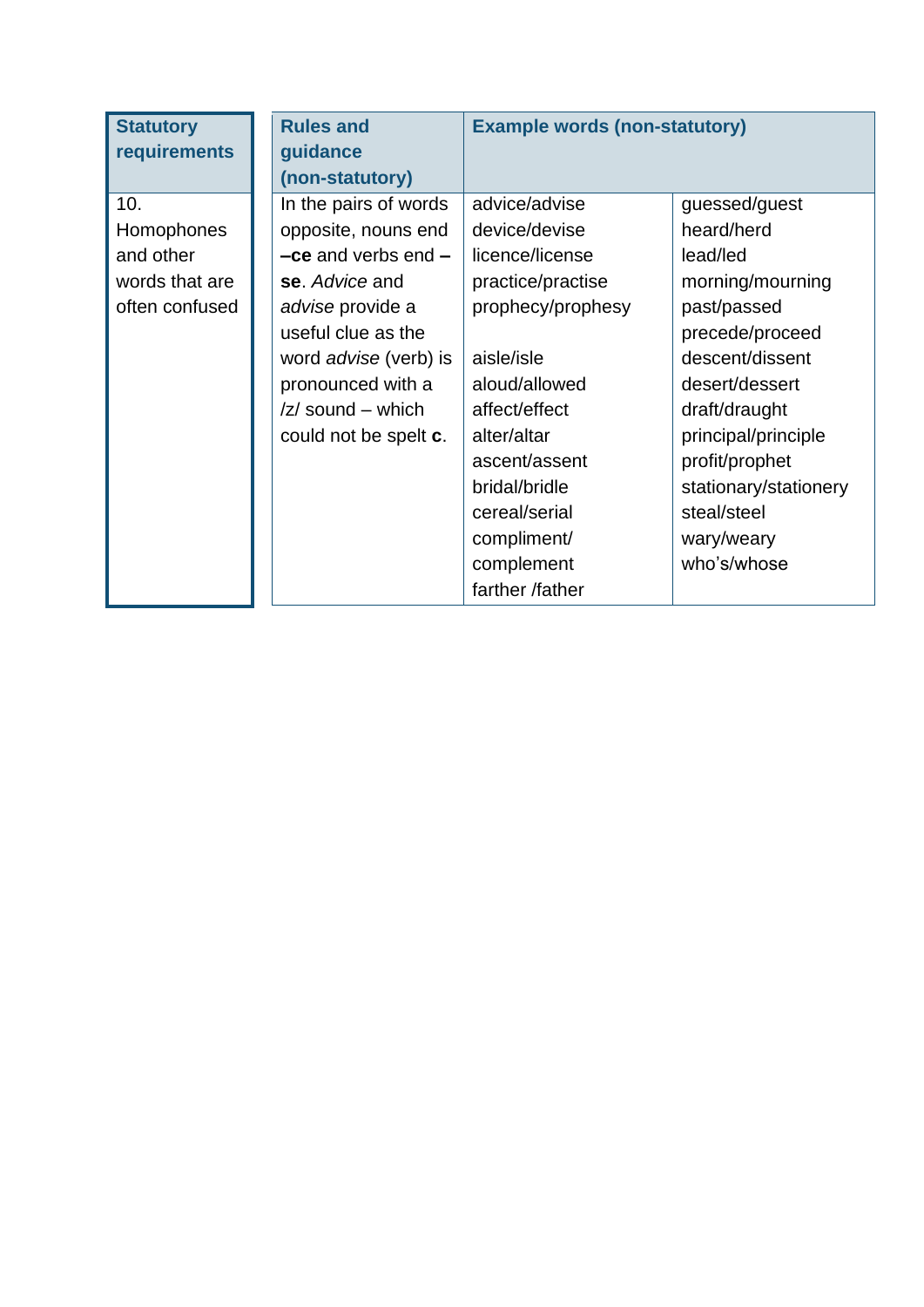| Statutory requirements | Rules and guidance (non-statutory) | Example words (non-statutory) | |
|---|---|---|---|
| 10. Homophones and other words that are often confused | In the pairs of words opposite, nouns end **–ce** and verbs end **–se**. *Advice* and *advise* provide a useful clue as the word *advise* (verb) is pronounced with a /z/ sound – which could not be spelt **c**. | advice/advise<br>device/devise<br>licence/license<br>practice/practise<br>prophecy/prophesy<br><br>aisle/isle<br>aloud/allowed<br>affect/effect<br>alter/altar<br>ascent/assent<br>bridal/bridle<br>cereal/serial<br>compliment/complement<br>farther /father | guessed/guest<br>heard/herd<br>lead/led<br>morning/mourning<br>past/passed<br>precede/proceed<br>descent/dissent<br>desert/dessert<br>draft/draught<br>principal/principle<br>profit/prophet<br>stationary/stationery<br>steal/steel<br>wary/weary<br>who's/whose |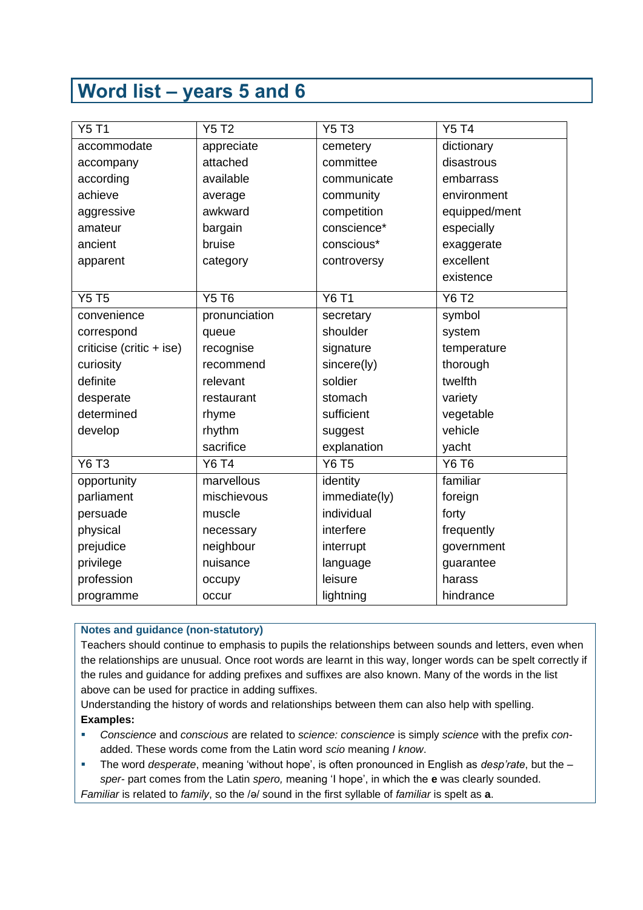# Word list – years 5 and 6

| | | | |
|---|---|---|---|
| Y5 T1 | Y5 T2 | Y5 T3 | Y5 T4 |
| accommodate<br>accompany<br>according<br>achieve<br>aggressive<br>amateur<br>ancient<br>apparent | appreciate<br>attached<br>available<br>average<br>awkward<br>bargain<br>bruise<br>category | cemetery<br>committee<br>communicate<br>community<br>competition<br>conscience*<br>conscious*<br>controversy | dictionary<br>disastrous<br>embarrass<br>environment<br>equipped/ment<br>especially<br>exaggerate<br>excellent<br>existence |
| Y5 T5 | Y5 T6 | Y6 T1 | Y6 T2 |
| convenience<br>correspond<br>criticise (critic + ise)<br>curiosity<br>definite<br>desperate<br>determined<br>develop | pronunciation<br>queue<br>recognise<br>recommend<br>relevant<br>restaurant<br>rhyme<br>rhythm<br>sacrifice | secretary<br>shoulder<br>signature<br>sincere(ly)<br>soldier<br>stomach<br>sufficient<br>suggest<br>explanation | symbol<br>system<br>temperature<br>thorough<br>twelfth<br>variety<br>vegetable<br>vehicle<br>yacht |
| Y6 T3 | Y6 T4 | Y6 T5 | Y6 T6 |
| opportunity<br>parliament<br>persuade<br>physical<br>prejudice<br>privilege<br>profession<br>programme | marvellous<br>mischievous<br>muscle<br>necessary<br>neighbour<br>nuisance<br>occupy<br>occur | identity<br>immediate(ly)<br>individual<br>interfere<br>interrupt<br>language<br>leisure<br>lightning | familiar<br>foreign<br>forty<br>frequently<br>government<br>guarantee<br>harass<br>hindrance |

**Notes and guidance (non-statutory)**

Teachers should continue to emphasis to pupils the relationships between sounds and letters, even when the relationships are unusual. Once root words are learnt in this way, longer words can be spelt correctly if the rules and guidance for adding prefixes and suffixes are also known. Many of the words in the list above can be used for practice in adding suffixes.

Understanding the history of words and relationships between them can also help with spelling.

**Examples:**

- *Conscience* and *conscious* are related to *science: conscience* is simply *science* with the prefix *con-* added. These words come from the Latin word *scio* meaning *I know*.
- The word *desperate*, meaning 'without hope', is often pronounced in English as *desp'rate*, but the –*sper-* part comes from the Latin *spero,* meaning 'I hope', in which the **e** was clearly sounded.

*Familiar* is related to *family*, so the /ə/ sound in the first syllable of *familiar* is spelt as **a**.